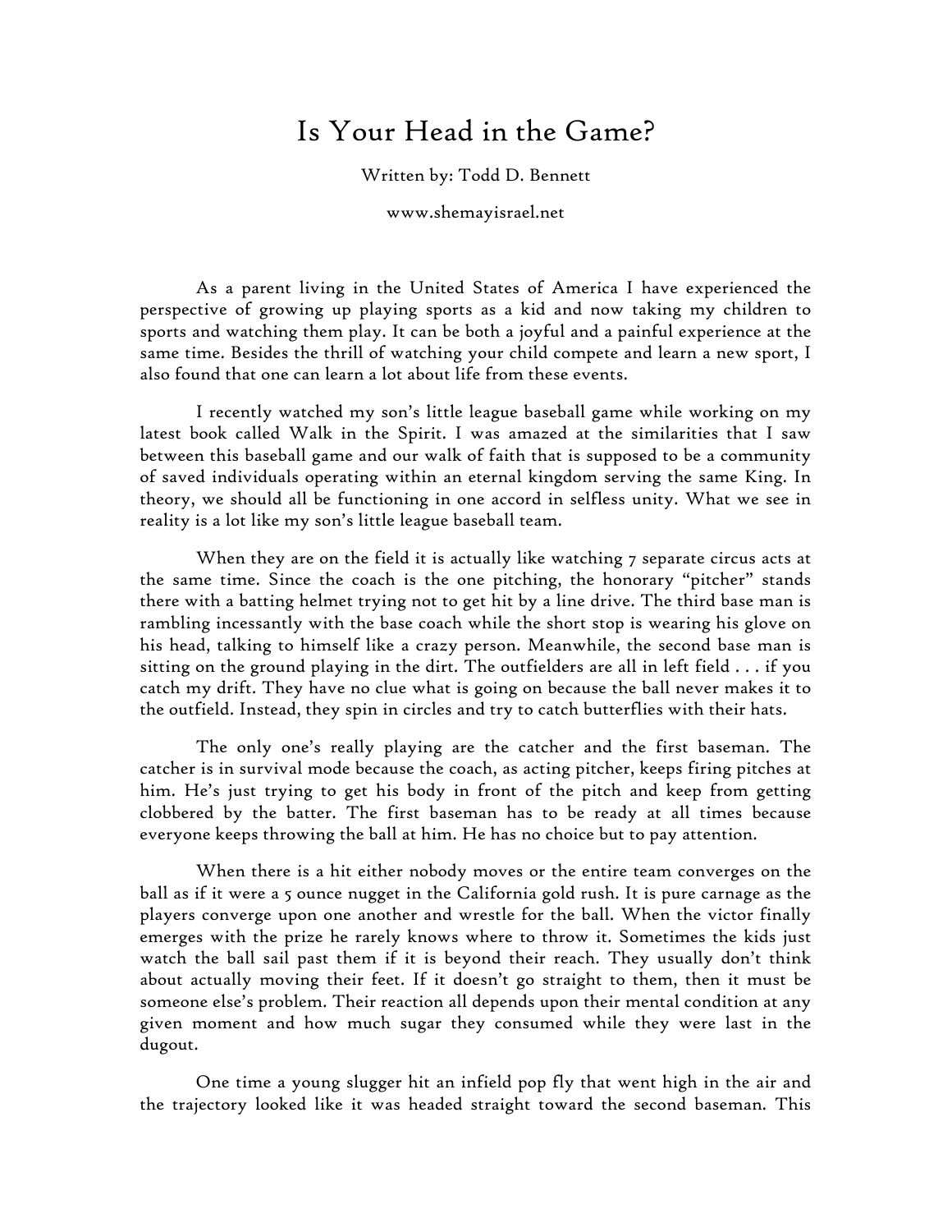# Is Your Head in the Game?

Written by: Todd D. Bennett

www.shemayisrael.net

As a parent living in the United States of America I have experienced the perspective of growing up playing sports as a kid and now taking my children to sports and watching them play. It can be both a joyful and a painful experience at the same time. Besides the thrill of watching your child compete and learn a new sport, I also found that one can learn a lot about life from these events.

I recently watched my son's little league baseball game while working on my latest book called Walk in the Spirit. I was amazed at the similarities that I saw between this baseball game and our walk of faith that is supposed to be a community of saved individuals operating within an eternal kingdom serving the same King. In theory, we should all be functioning in one accord in selfless unity. What we see in reality is a lot like my son's little league baseball team.

When they are on the field it is actually like watching 7 separate circus acts at the same time. Since the coach is the one pitching, the honorary "pitcher" stands there with a batting helmet trying not to get hit by a line drive. The third base man is rambling incessantly with the base coach while the short stop is wearing his glove on his head, talking to himself like a crazy person. Meanwhile, the second base man is sitting on the ground playing in the dirt. The outfielders are all in left field . . . if you catch my drift. They have no clue what is going on because the ball never makes it to the outfield. Instead, they spin in circles and try to catch butterflies with their hats.

The only one's really playing are the catcher and the first baseman. The catcher is in survival mode because the coach, as acting pitcher, keeps firing pitches at him. He's just trying to get his body in front of the pitch and keep from getting clobbered by the batter. The first baseman has to be ready at all times because everyone keeps throwing the ball at him. He has no choice but to pay attention.

When there is a hit either nobody moves or the entire team converges on the ball as if it were a 5 ounce nugget in the California gold rush. It is pure carnage as the players converge upon one another and wrestle for the ball. When the victor finally emerges with the prize he rarely knows where to throw it. Sometimes the kids just watch the ball sail past them if it is beyond their reach. They usually don't think about actually moving their feet. If it doesn't go straight to them, then it must be someone else's problem. Their reaction all depends upon their mental condition at any given moment and how much sugar they consumed while they were last in the dugout.

One time a young slugger hit an infield pop fly that went high in the air and the trajectory looked like it was headed straight toward the second baseman. This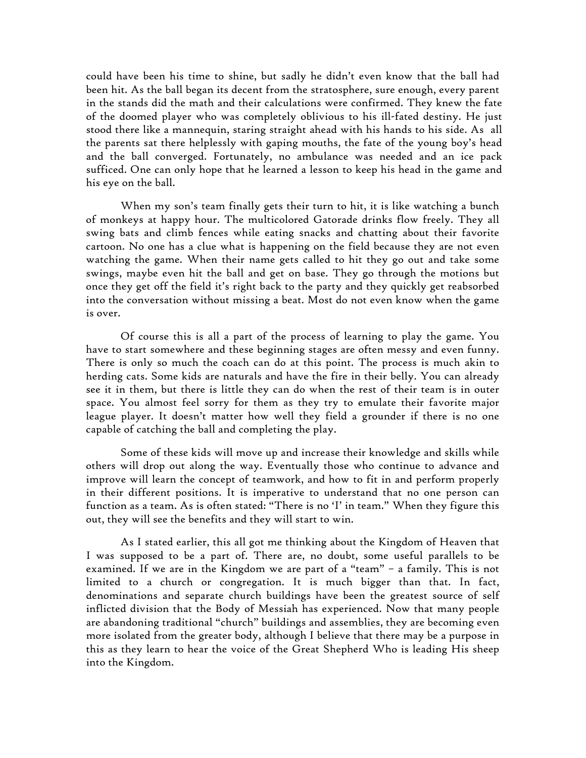could have been his time to shine, but sadly he didn't even know that the ball had been hit. As the ball began its decent from the stratosphere, sure enough, every parent in the stands did the math and their calculations were confirmed. They knew the fate of the doomed player who was completely oblivious to his ill-fated destiny. He just stood there like a mannequin, staring straight ahead with his hands to his side. As all the parents sat there helplessly with gaping mouths, the fate of the young boy's head and the ball converged. Fortunately, no ambulance was needed and an ice pack sufficed. One can only hope that he learned a lesson to keep his head in the game and his eye on the ball.

When my son's team finally gets their turn to hit, it is like watching a bunch of monkeys at happy hour. The multicolored Gatorade drinks flow freely. They all swing bats and climb fences while eating snacks and chatting about their favorite cartoon. No one has a clue what is happening on the field because they are not even watching the game. When their name gets called to hit they go out and take some swings, maybe even hit the ball and get on base. They go through the motions but once they get off the field it's right back to the party and they quickly get reabsorbed into the conversation without missing a beat. Most do not even know when the game is over.

Of course this is all a part of the process of learning to play the game. You have to start somewhere and these beginning stages are often messy and even funny. There is only so much the coach can do at this point. The process is much akin to herding cats. Some kids are naturals and have the fire in their belly. You can already see it in them, but there is little they can do when the rest of their team is in outer space. You almost feel sorry for them as they try to emulate their favorite major league player. It doesn't matter how well they field a grounder if there is no one capable of catching the ball and completing the play.

Some of these kids will move up and increase their knowledge and skills while others will drop out along the way. Eventually those who continue to advance and improve will learn the concept of teamwork, and how to fit in and perform properly in their different positions. It is imperative to understand that no one person can function as a team. As is often stated: "There is no 'I' in team." When they figure this out, they will see the benefits and they will start to win.

As I stated earlier, this all got me thinking about the Kingdom of Heaven that I was supposed to be a part of. There are, no doubt, some useful parallels to be examined. If we are in the Kingdom we are part of a "team" – a family. This is not limited to a church or congregation. It is much bigger than that. In fact, denominations and separate church buildings have been the greatest source of self inflicted division that the Body of Messiah has experienced. Now that many people are abandoning traditional "church" buildings and assemblies, they are becoming even more isolated from the greater body, although I believe that there may be a purpose in this as they learn to hear the voice of the Great Shepherd Who is leading His sheep into the Kingdom.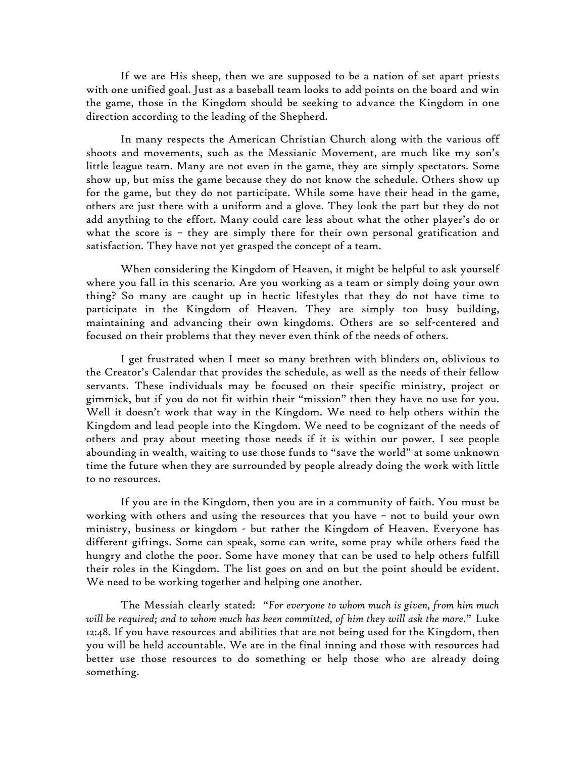If we are His sheep, then we are supposed to be a nation of set apart priests with one unified goal. Just as a baseball team looks to add points on the board and win the game, those in the Kingdom should be seeking to advance the Kingdom in one direction according to the leading of the Shepherd.

In many respects the American Christian Church along with the various off shoots and movements, such as the Messianic Movement, are much like my son's little league team. Many are not even in the game, they are simply spectators. Some show up, but miss the game because they do not know the schedule. Others show up for the game, but they do not participate. While some have their head in the game, others are just there with a uniform and a glove. They look the part but they do not add anything to the effort. Many could care less about what the other player's do or what the score is – they are simply there for their own personal gratification and satisfaction. They have not yet grasped the concept of a team.

When considering the Kingdom of Heaven, it might be helpful to ask yourself where you fall in this scenario. Are you working as a team or simply doing your own thing? So many are caught up in hectic lifestyles that they do not have time to participate in the Kingdom of Heaven. They are simply too busy building, maintaining and advancing their own kingdoms. Others are so self-centered and focused on their problems that they never even think of the needs of others.

I get frustrated when I meet so many brethren with blinders on, oblivious to the Creator's Calendar that provides the schedule, as well as the needs of their fellow servants. These individuals may be focused on their specific ministry, project or gimmick, but if you do not fit within their "mission" then they have no use for you. Well it doesn't work that way in the Kingdom. We need to help others within the Kingdom and lead people into the Kingdom. We need to be cognizant of the needs of others and pray about meeting those needs if it is within our power. I see people abounding in wealth, waiting to use those funds to "save the world" at some unknown time the future when they are surrounded by people already doing the work with little to no resources.

If you are in the Kingdom, then you are in a community of faith. You must be working with others and using the resources that you have – not to build your own ministry, business or kingdom - but rather the Kingdom of Heaven. Everyone has different giftings. Some can speak, some can write, some pray while others feed the hungry and clothe the poor. Some have money that can be used to help others fulfill their roles in the Kingdom. The list goes on and on but the point should be evident. We need to be working together and helping one another.

The Messiah clearly stated: "*For everyone to whom much is given, from him much will be required; and to whom much has been committed, of him they will ask the more.*" Luke 12:48. If you have resources and abilities that are not being used for the Kingdom, then you will be held accountable. We are in the final inning and those with resources had better use those resources to do something or help those who are already doing something.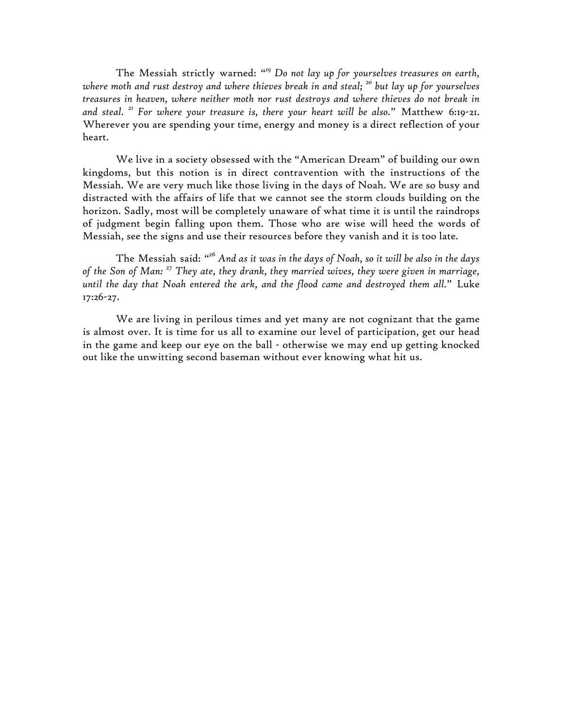The Messiah strictly warned: "[19] *Do not lay up for yourselves treasures on earth, where moth and rust destroy and where thieves break in and steal;* [20] *but lay up for yourselves treasures in heaven, where neither moth nor rust destroys and where thieves do not break in and steal.* [21] *For where your treasure is, there your heart will be also.*" Matthew 6:19-21. Wherever you are spending your time, energy and money is a direct reflection of your heart.

We live in a society obsessed with the "American Dream" of building our own kingdoms, but this notion is in direct contravention with the instructions of the Messiah. We are very much like those living in the days of Noah. We are so busy and distracted with the affairs of life that we cannot see the storm clouds building on the horizon. Sadly, most will be completely unaware of what time it is until the raindrops of judgment begin falling upon them. Those who are wise will heed the words of Messiah, see the signs and use their resources before they vanish and it is too late.

The Messiah said: "[26] *And as it was in the days of Noah, so it will be also in the days of the Son of Man:* [27] *They ate, they drank, they married wives, they were given in marriage, until the day that Noah entered the ark, and the flood came and destroyed them all.*" Luke 17:26-27.

We are living in perilous times and yet many are not cognizant that the game is almost over. It is time for us all to examine our level of participation, get our head in the game and keep our eye on the ball - otherwise we may end up getting knocked out like the unwitting second baseman without ever knowing what hit us.